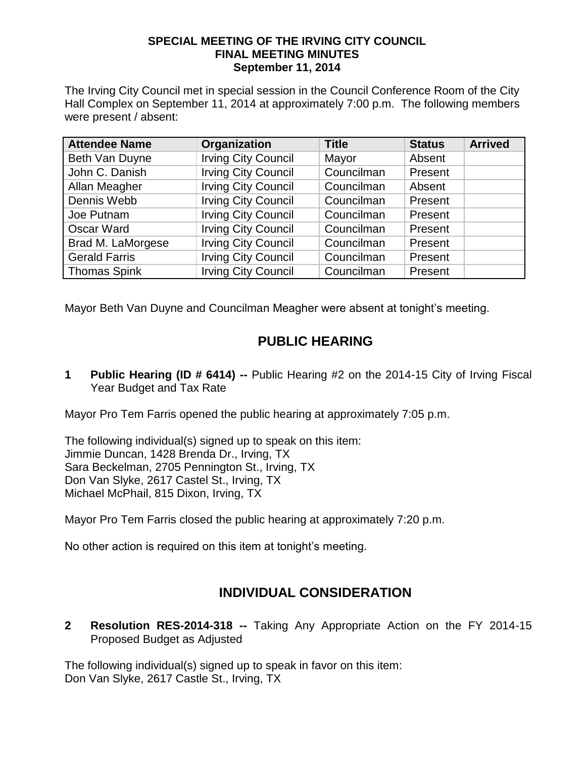**SPECIAL MEETING OF THE IRVING CITY COUNCIL**
**FINAL MEETING MINUTES**
**September 11, 2014**

The Irving City Council met in special session in the Council Conference Room of the City Hall Complex on September 11, 2014 at approximately 7:00 p.m. The following members were present / absent:

| Attendee Name | Organization | Title | Status | Arrived |
|---|---|---|---|---|
| Beth Van Duyne | Irving City Council | Mayor | Absent | |
| John C. Danish | Irving City Council | Councilman | Present | |
| Allan Meagher | Irving City Council | Councilman | Absent | |
| Dennis Webb | Irving City Council | Councilman | Present | |
| Joe Putnam | Irving City Council | Councilman | Present | |
| Oscar Ward | Irving City Council | Councilman | Present | |
| Brad M. LaMorgese | Irving City Council | Councilman | Present | |
| Gerald Farris | Irving City Council | Councilman | Present | |
| Thomas Spink | Irving City Council | Councilman | Present | |

Mayor Beth Van Duyne and Councilman Meagher were absent at tonight's meeting.

## PUBLIC HEARING

**1 Public Hearing (ID # 6414) --** Public Hearing #2 on the 2014-15 City of Irving Fiscal Year Budget and Tax Rate

Mayor Pro Tem Farris opened the public hearing at approximately 7:05 p.m.

The following individual(s) signed up to speak on this item:
Jimmie Duncan, 1428 Brenda Dr., Irving, TX
Sara Beckelman, 2705 Pennington St., Irving, TX
Don Van Slyke, 2617 Castel St., Irving, TX
Michael McPhail, 815 Dixon, Irving, TX

Mayor Pro Tem Farris closed the public hearing at approximately 7:20 p.m.

No other action is required on this item at tonight's meeting.

## INDIVIDUAL CONSIDERATION

**2 Resolution RES-2014-318 --** Taking Any Appropriate Action on the FY 2014-15 Proposed Budget as Adjusted

The following individual(s) signed up to speak in favor on this item:
Don Van Slyke, 2617 Castle St., Irving, TX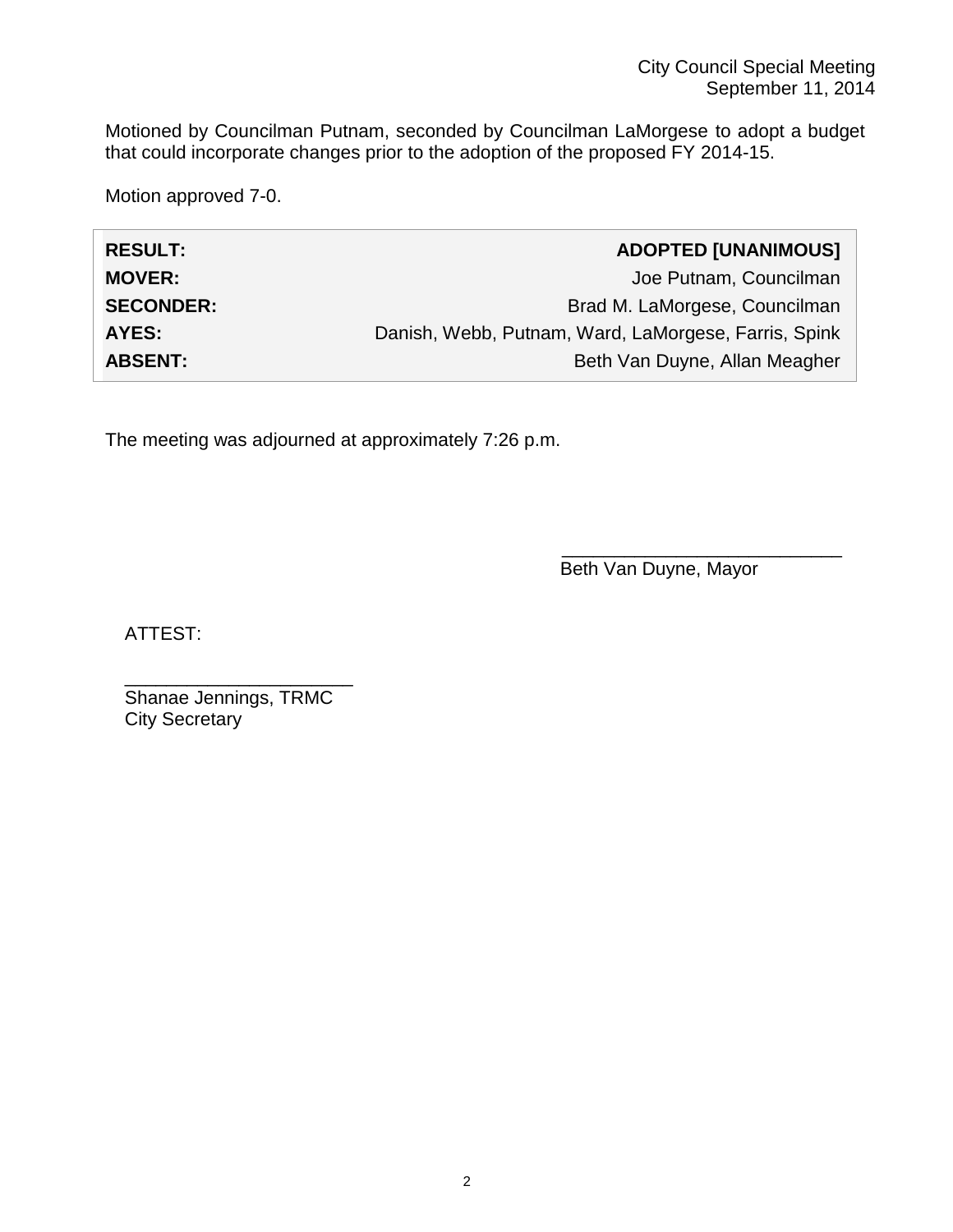Motioned by Councilman Putnam, seconded by Councilman LaMorgese to adopt a budget that could incorporate changes prior to the adoption of the proposed FY 2014-15.

Motion approved 7-0.

| | |
|---|---|
| **RESULT:** | **ADOPTED [UNANIMOUS]** |
| **MOVER:** | Joe Putnam, Councilman |
| **SECONDER:** | Brad M. LaMorgese, Councilman |
| **AYES:** | Danish, Webb, Putnam, Ward, LaMorgese, Farris, Spink |
| **ABSENT:** | Beth Van Duyne, Allan Meagher |

The meeting was adjourned at approximately 7:26 p.m.

___________________________
Beth Van Duyne, Mayor

ATTEST:

______________________
Shanae Jennings, TRMC
City Secretary